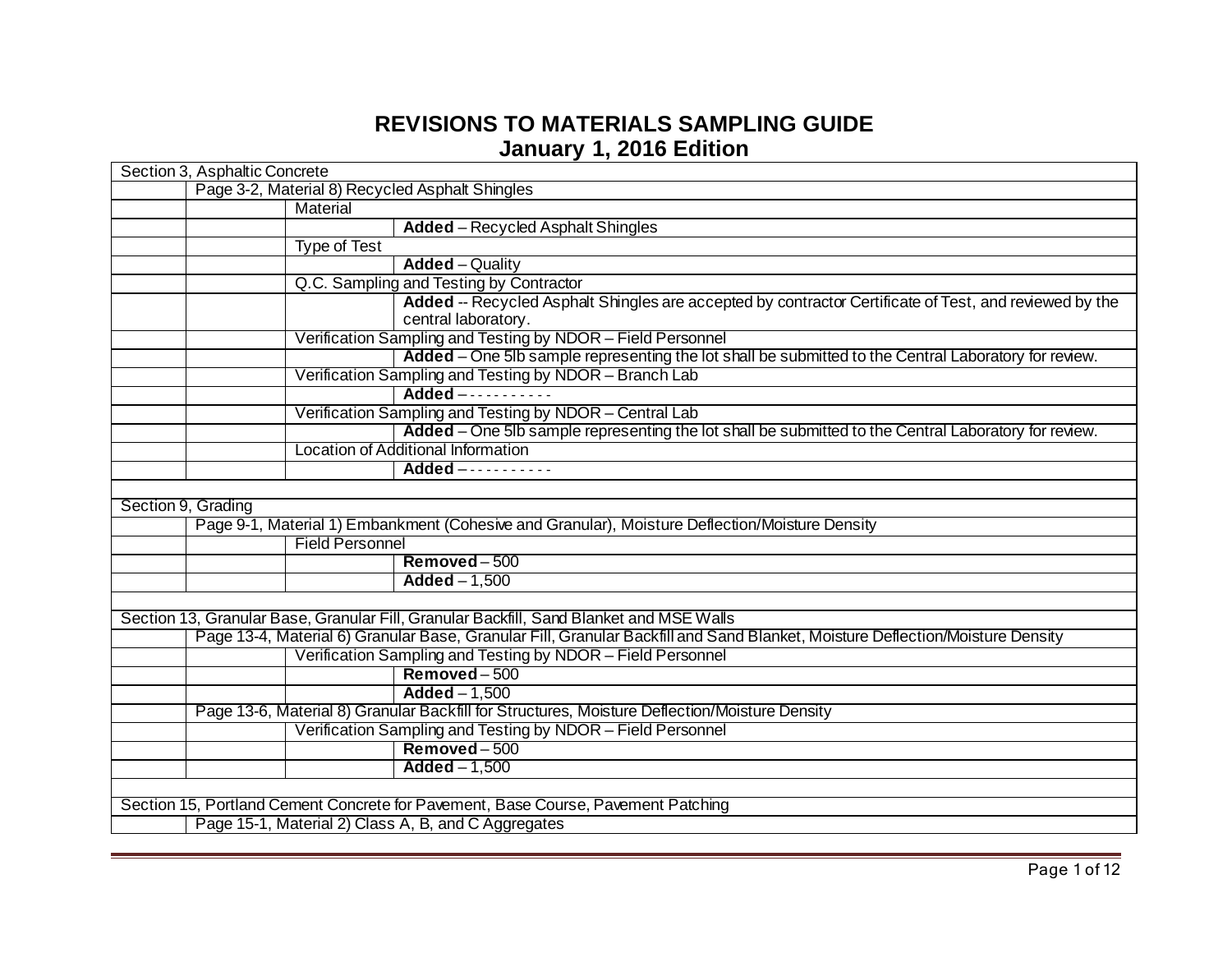# REVISIONS TO MATERIALS SAMPLING GUIDE
## January 1, 2016 Edition

| | | | |
|---|---|---|---|
| Section 3, Asphaltic Concrete | | | |
| | Page 3-2, Material 8) Recycled Asphalt Shingles | | |
| | | Material | |
| | | | **Added** – Recycled Asphalt Shingles |
| | | Type of Test | |
| | | | **Added** – Quality |
| | | Q.C. Sampling and Testing by Contractor | |
| | | | **Added** -- Recycled Asphalt Shingles are accepted by contractor Certificate of Test, and reviewed by the central laboratory. |
| | | Verification Sampling and Testing by NDOR – Field Personnel | |
| | | | **Added** – One 5lb sample representing the lot shall be submitted to the Central Laboratory for review. |
| | | Verification Sampling and Testing by NDOR – Branch Lab | |
| | | | **Added** – - - - - - - - - - - |
| | | Verification Sampling and Testing by NDOR – Central Lab | |
| | | | **Added** – One 5lb sample representing the lot shall be submitted to the Central Laboratory for review. |
| | | Location of Additional Information | |
| | | | **Added** – - - - - - - - - - - |
| | | | |
| Section 9, Grading | | | |
| | Page 9-1, Material 1) Embankment (Cohesive and Granular), Moisture Deflection/Moisture Density | | |
| | | Field Personnel | |
| | | | **Removed** – 500 |
| | | | **Added** – 1,500 |
| | | | |
| Section 13, Granular Base, Granular Fill, Granular Backfill, Sand Blanket and MSE Walls | | | |
| | Page 13-4, Material 6) Granular Base, Granular Fill, Granular Backfill and Sand Blanket, Moisture Deflection/Moisture Density | | |
| | | Verification Sampling and Testing by NDOR – Field Personnel | |
| | | | **Removed** – 500 |
| | | | **Added** – 1,500 |
| | Page 13-6, Material 8) Granular Backfill for Structures, Moisture Deflection/Moisture Density | | |
| | | Verification Sampling and Testing by NDOR – Field Personnel | |
| | | | **Removed** – 500 |
| | | | **Added** – 1,500 |
| | | | |
| Section 15, Portland Cement Concrete for Pavement, Base Course, Pavement Patching | | | |
| | Page 15-1, Material 2) Class A, B, and C Aggregates | | |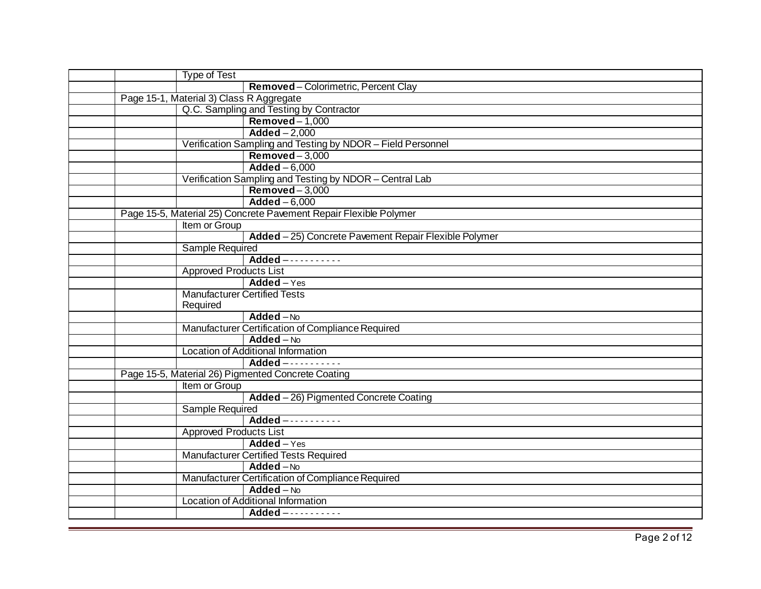| | | | |
|---|---|---|---|
| | | Type of Test | |
| | | | **Removed** – Colorimetric, Percent Clay |
| | Page 15-1, Material 3) Class R Aggregate | | |
| | | Q.C. Sampling and Testing by Contractor | |
| | | | **Removed** – 1,000 |
| | | | **Added** – 2,000 |
| | | Verification Sampling and Testing by NDOR – Field Personnel | |
| | | | **Removed** – 3,000 |
| | | | **Added** – 6,000 |
| | | Verification Sampling and Testing by NDOR – Central Lab | |
| | | | **Removed** – 3,000 |
| | | | **Added** – 6,000 |
| | Page 15-5, Material 25) Concrete Pavement Repair Flexible Polymer | | |
| | | Item or Group | |
| | | | **Added** – 25) Concrete Pavement Repair Flexible Polymer |
| | | Sample Required | |
| | | | **Added** – - - - - - - - - - - |
| | | Approved Products List | |
| | | | **Added** – Yes |
| | | Manufacturer Certified Tests Required | |
| | | | **Added** – No |
| | | Manufacturer Certification of Compliance Required | |
| | | | **Added** – No |
| | | Location of Additional Information | |
| | | | **Added** – - - - - - - - - - - |
| | Page 15-5, Material 26) Pigmented Concrete Coating | | |
| | | Item or Group | |
| | | | **Added** – 26) Pigmented Concrete Coating |
| | | Sample Required | |
| | | | **Added** – - - - - - - - - - - |
| | | Approved Products List | |
| | | | **Added** – Yes |
| | | Manufacturer Certified Tests Required | |
| | | | **Added** – No |
| | | Manufacturer Certification of Compliance Required | |
| | | | **Added** – No |
| | | Location of Additional Information | |
| | | | **Added** – - - - - - - - - - - |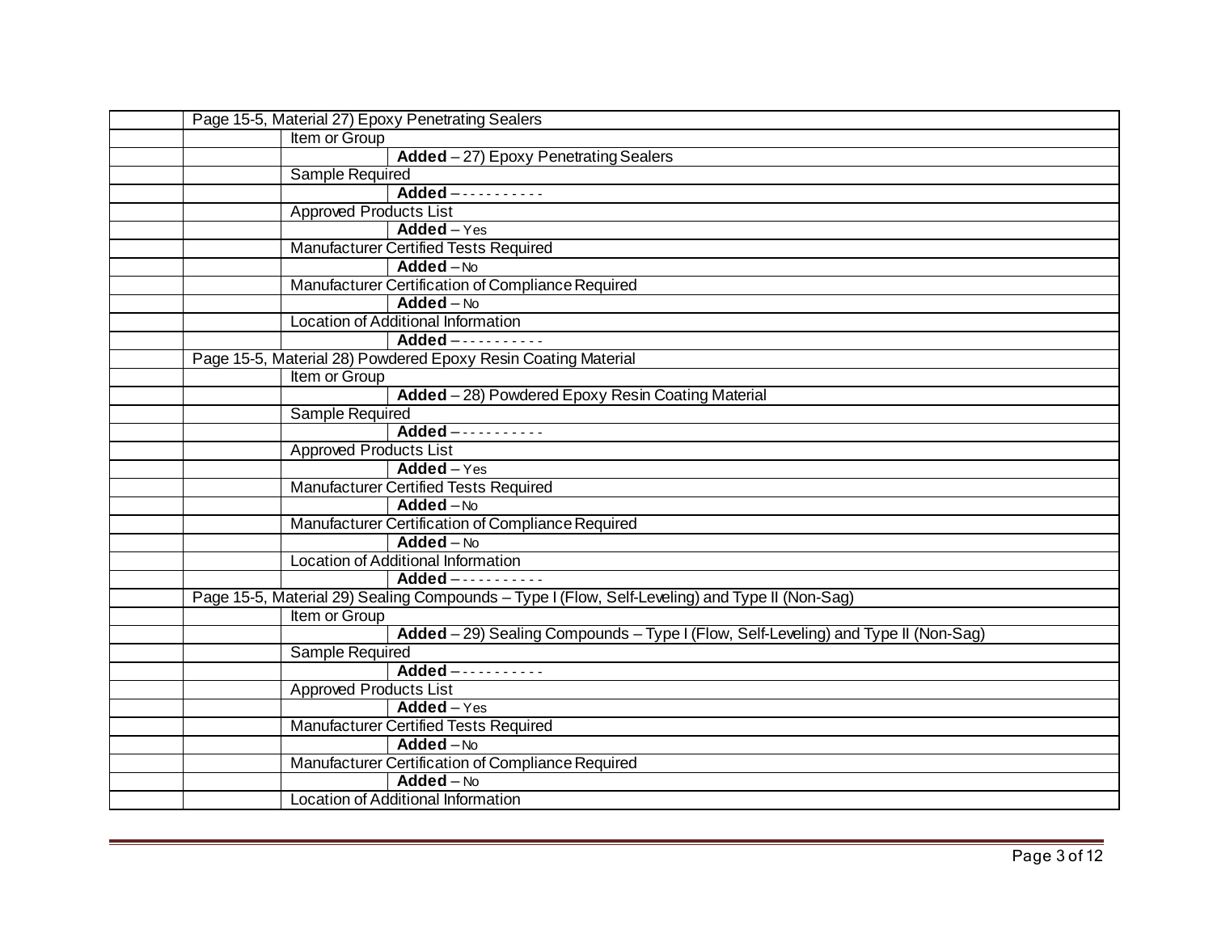| | | | |
|---|---|---|---|
| | Page 15-5, Material 27) Epoxy Penetrating Sealers | | |
| | | Item or Group | |
| | | | **Added** – 27) Epoxy Penetrating Sealers |
| | | Sample Required | |
| | | | **Added** – - - - - - - - - - - |
| | | Approved Products List | |
| | | | **Added** – Yes |
| | | Manufacturer Certified Tests Required | |
| | | | **Added** – No |
| | | Manufacturer Certification of Compliance Required | |
| | | | **Added** – No |
| | | Location of Additional Information | |
| | | | **Added** – - - - - - - - - - - |
| | Page 15-5, Material 28) Powdered Epoxy Resin Coating Material | | |
| | | Item or Group | |
| | | | **Added** – 28) Powdered Epoxy Resin Coating Material |
| | | Sample Required | |
| | | | **Added** – - - - - - - - - - - |
| | | Approved Products List | |
| | | | **Added** – Yes |
| | | Manufacturer Certified Tests Required | |
| | | | **Added** – No |
| | | Manufacturer Certification of Compliance Required | |
| | | | **Added** – No |
| | | Location of Additional Information | |
| | | | **Added** – - - - - - - - - - - |
| | Page 15-5, Material 29) Sealing Compounds – Type I (Flow, Self-Leveling) and Type II (Non-Sag) | | |
| | | Item or Group | |
| | | | **Added** – 29) Sealing Compounds – Type I (Flow, Self-Leveling) and Type II (Non-Sag) |
| | | Sample Required | |
| | | | **Added** – - - - - - - - - - - |
| | | Approved Products List | |
| | | | **Added** – Yes |
| | | Manufacturer Certified Tests Required | |
| | | | **Added** – No |
| | | Manufacturer Certification of Compliance Required | |
| | | | **Added** – No |
| | | Location of Additional Information | |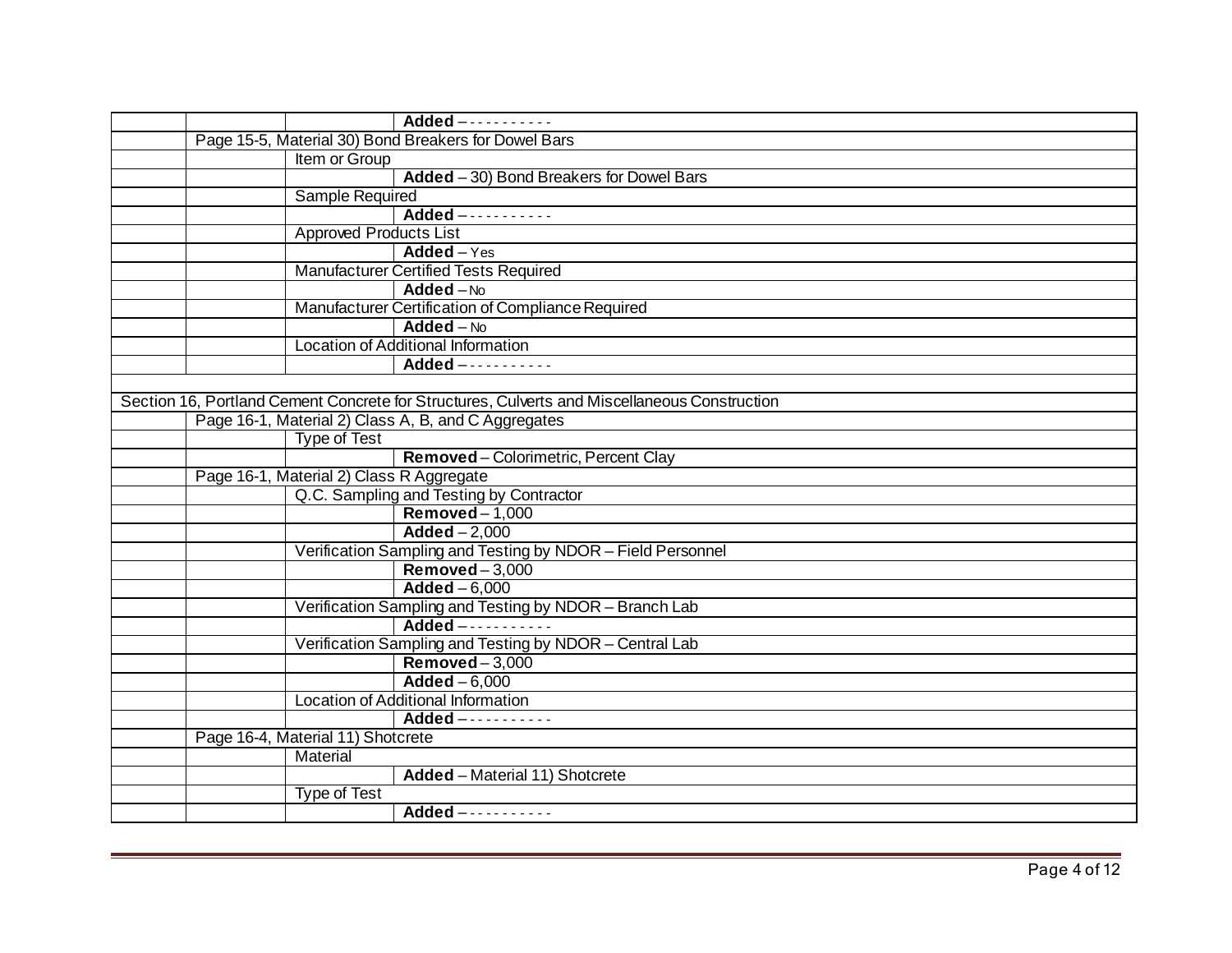|  |  |  |  |
|---|---|---|---|
|  |  |  | **Added** – - - - - - - - - - - |
|  | Page 15-5, Material 30) Bond Breakers for Dowel Bars | | |
|  |  | Item or Group | |
|  |  |  | **Added** – 30) Bond Breakers for Dowel Bars |
|  |  | Sample Required | |
|  |  |  | **Added** – - - - - - - - - - - |
|  |  | Approved Products List | |
|  |  |  | **Added** – Yes |
|  |  | Manufacturer Certified Tests Required | |
|  |  |  | **Added** – No |
|  |  | Manufacturer Certification of Compliance Required | |
|  |  |  | **Added** – No |
|  |  | Location of Additional Information | |
|  |  |  | **Added** – - - - - - - - - - - |
|  |  |  |  |
| Section 16, Portland Cement Concrete for Structures, Culverts and Miscellaneous Construction | | | |
|  | Page 16-1, Material 2) Class A, B, and C Aggregates | | |
|  |  | Type of Test | |
|  |  |  | **Removed** – Colorimetric, Percent Clay |
|  | Page 16-1, Material 2) Class R Aggregate | | |
|  |  | Q.C. Sampling and Testing by Contractor | |
|  |  |  | **Removed** – 1,000 |
|  |  |  | **Added** – 2,000 |
|  |  | Verification Sampling and Testing by NDOR – Field Personnel | |
|  |  |  | **Removed** – 3,000 |
|  |  |  | **Added** – 6,000 |
|  |  | Verification Sampling and Testing by NDOR – Branch Lab | |
|  |  |  | **Added** – - - - - - - - - - - |
|  |  | Verification Sampling and Testing by NDOR – Central Lab | |
|  |  |  | **Removed** – 3,000 |
|  |  |  | **Added** – 6,000 |
|  |  | Location of Additional Information | |
|  |  |  | **Added** – - - - - - - - - - - |
|  | Page 16-4, Material 11) Shotcrete | | |
|  |  | Material | |
|  |  |  | **Added** – Material 11) Shotcrete |
|  |  | Type of Test | |
|  |  |  | **Added** – - - - - - - - - - - |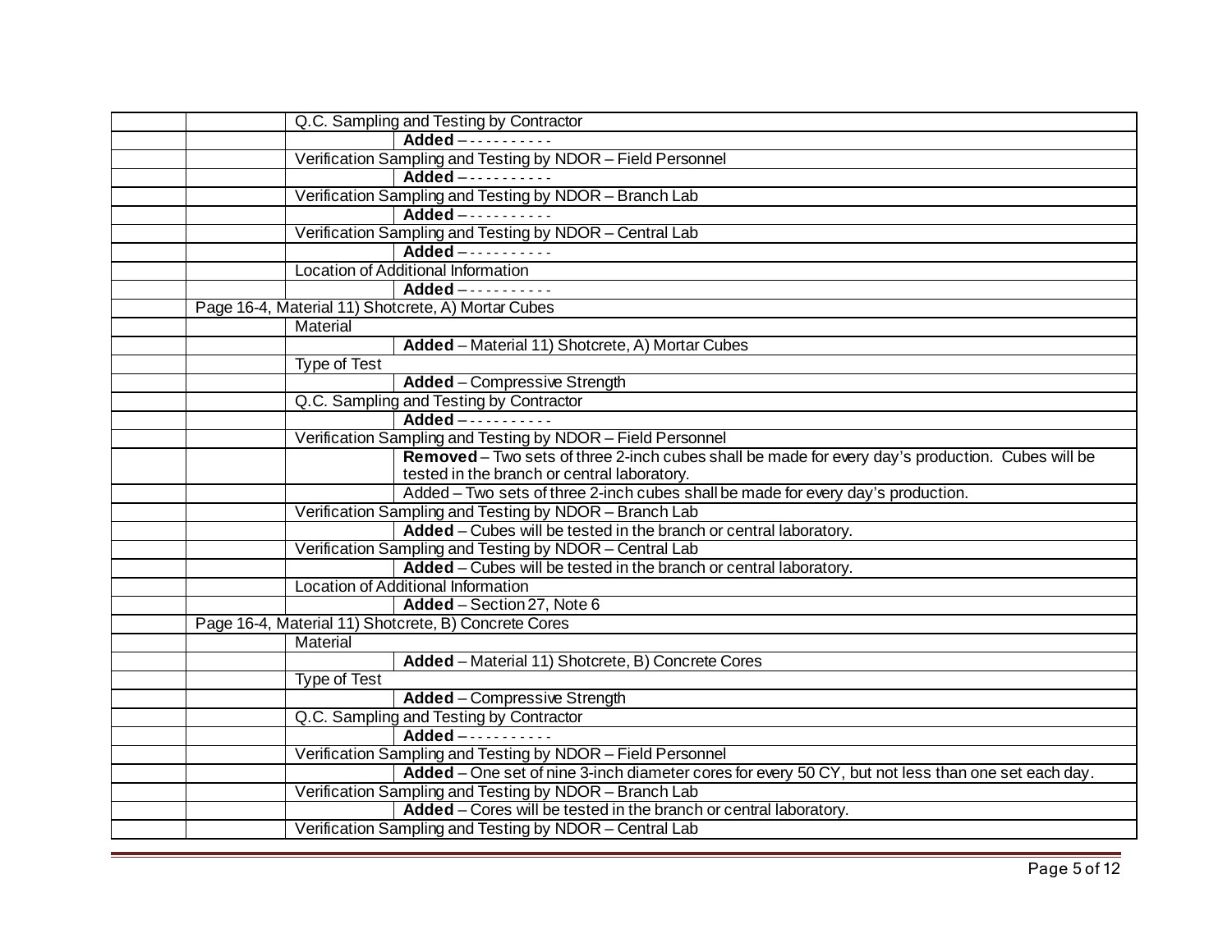| | | | |
|---|---|---|---|
| | | Q.C. Sampling and Testing by Contractor | |
| | | | **Added** – - - - - - - - - - - |
| | | Verification Sampling and Testing by NDOR – Field Personnel | |
| | | | **Added** – - - - - - - - - - - |
| | | Verification Sampling and Testing by NDOR – Branch Lab | |
| | | | **Added** – - - - - - - - - - - |
| | | Verification Sampling and Testing by NDOR – Central Lab | |
| | | | **Added** – - - - - - - - - - - |
| | | Location of Additional Information | |
| | | | **Added** – - - - - - - - - - - |
| | Page 16-4, Material 11) Shotcrete, A) Mortar Cubes | | |
| | | Material | |
| | | | **Added** – Material 11) Shotcrete, A) Mortar Cubes |
| | | Type of Test | |
| | | | **Added** – Compressive Strength |
| | | Q.C. Sampling and Testing by Contractor | |
| | | | **Added** – - - - - - - - - - - |
| | | Verification Sampling and Testing by NDOR – Field Personnel | |
| | | | **Removed** – Two sets of three 2-inch cubes shall be made for every day's production. Cubes will be tested in the branch or central laboratory. |
| | | | Added – Two sets of three 2-inch cubes shall be made for every day's production. |
| | | Verification Sampling and Testing by NDOR – Branch Lab | |
| | | | **Added** – Cubes will be tested in the branch or central laboratory. |
| | | Verification Sampling and Testing by NDOR – Central Lab | |
| | | | **Added** – Cubes will be tested in the branch or central laboratory. |
| | | Location of Additional Information | |
| | | | **Added** – Section 27, Note 6 |
| | Page 16-4, Material 11) Shotcrete, B) Concrete Cores | | |
| | | Material | |
| | | | **Added** – Material 11) Shotcrete, B) Concrete Cores |
| | | Type of Test | |
| | | | **Added** – Compressive Strength |
| | | Q.C. Sampling and Testing by Contractor | |
| | | | **Added** – - - - - - - - - - - |
| | | Verification Sampling and Testing by NDOR – Field Personnel | |
| | | | **Added** – One set of nine 3-inch diameter cores for every 50 CY, but not less than one set each day. |
| | | Verification Sampling and Testing by NDOR – Branch Lab | |
| | | | **Added** – Cores will be tested in the branch or central laboratory. |
| | | Verification Sampling and Testing by NDOR – Central Lab | |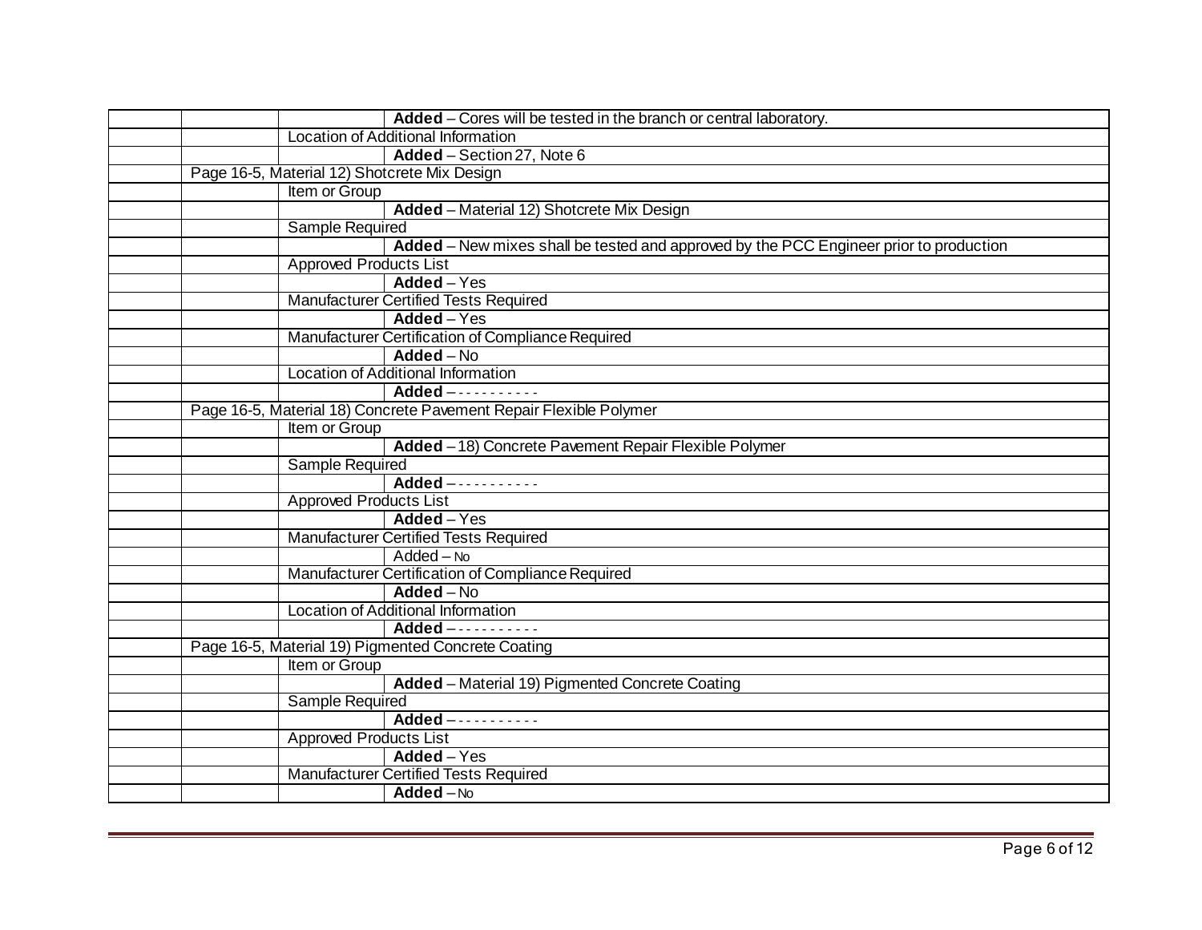| | | | |
|---|---|---|---|
| | | | **Added** – Cores will be tested in the branch or central laboratory. |
| | | Location of Additional Information | |
| | | | **Added** – Section 27, Note 6 |
| | Page 16-5, Material 12) Shotcrete Mix Design | | |
| | | Item or Group | |
| | | | **Added** – Material 12) Shotcrete Mix Design |
| | | Sample Required | |
| | | | **Added** – New mixes shall be tested and approved by the PCC Engineer prior to production |
| | | Approved Products List | |
| | | | **Added** – Yes |
| | | Manufacturer Certified Tests Required | |
| | | | **Added** – Yes |
| | | Manufacturer Certification of Compliance Required | |
| | | | **Added** – No |
| | | Location of Additional Information | |
| | | | **Added** – - - - - - - - - - - |
| | Page 16-5, Material 18) Concrete Pavement Repair Flexible Polymer | | |
| | | Item or Group | |
| | | | **Added** – 18) Concrete Pavement Repair Flexible Polymer |
| | | Sample Required | |
| | | | **Added** – - - - - - - - - - - |
| | | Approved Products List | |
| | | | **Added** – Yes |
| | | Manufacturer Certified Tests Required | |
| | | | Added – No |
| | | Manufacturer Certification of Compliance Required | |
| | | | **Added** – No |
| | | Location of Additional Information | |
| | | | **Added** – - - - - - - - - - - |
| | Page 16-5, Material 19) Pigmented Concrete Coating | | |
| | | Item or Group | |
| | | | **Added** – Material 19) Pigmented Concrete Coating |
| | | Sample Required | |
| | | | **Added** – - - - - - - - - - - |
| | | Approved Products List | |
| | | | **Added** – Yes |
| | | Manufacturer Certified Tests Required | |
| | | | **Added** – No |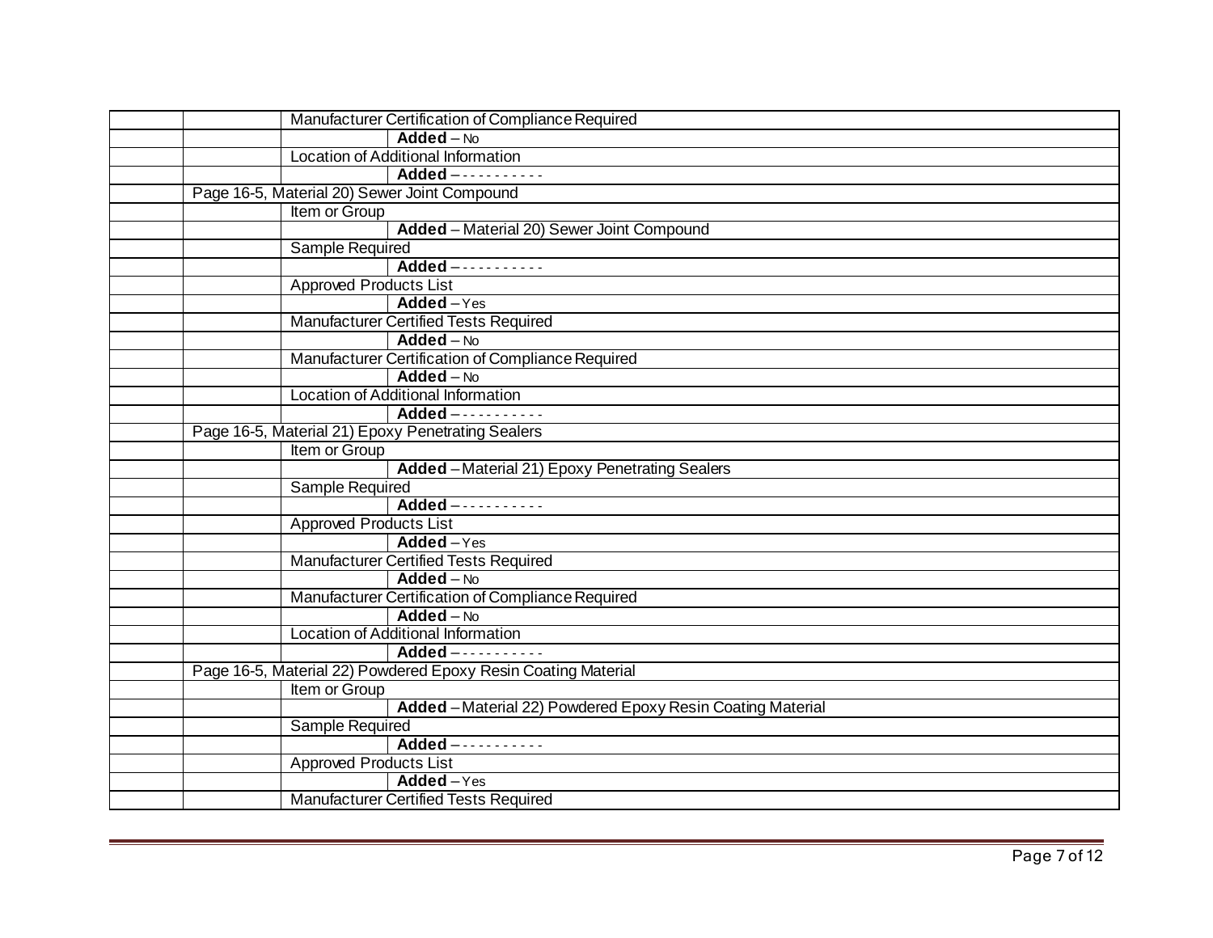| | | | |
|---|---|---|---|
| | | Manufacturer Certification of Compliance Required | |
| | | | **Added** – No |
| | | Location of Additional Information | |
| | | | **Added** – - - - - - - - - - - |
| | Page 16-5, Material 20) Sewer Joint Compound | | |
| | | Item or Group | |
| | | | **Added** – Material 20) Sewer Joint Compound |
| | | Sample Required | |
| | | | **Added** – - - - - - - - - - - |
| | | Approved Products List | |
| | | | **Added** – Yes |
| | | Manufacturer Certified Tests Required | |
| | | | **Added** – No |
| | | Manufacturer Certification of Compliance Required | |
| | | | **Added** – No |
| | | Location of Additional Information | |
| | | | **Added** – - - - - - - - - - - |
| | Page 16-5, Material 21) Epoxy Penetrating Sealers | | |
| | | Item or Group | |
| | | | **Added** – Material 21) Epoxy Penetrating Sealers |
| | | Sample Required | |
| | | | **Added** – - - - - - - - - - - |
| | | Approved Products List | |
| | | | **Added** – Yes |
| | | Manufacturer Certified Tests Required | |
| | | | **Added** – No |
| | | Manufacturer Certification of Compliance Required | |
| | | | **Added** – No |
| | | Location of Additional Information | |
| | | | **Added** – - - - - - - - - - - |
| | Page 16-5, Material 22) Powdered Epoxy Resin Coating Material | | |
| | | Item or Group | |
| | | | **Added** – Material 22) Powdered Epoxy Resin Coating Material |
| | | Sample Required | |
| | | | **Added** – - - - - - - - - - - |
| | | Approved Products List | |
| | | | **Added** – Yes |
| | | Manufacturer Certified Tests Required | |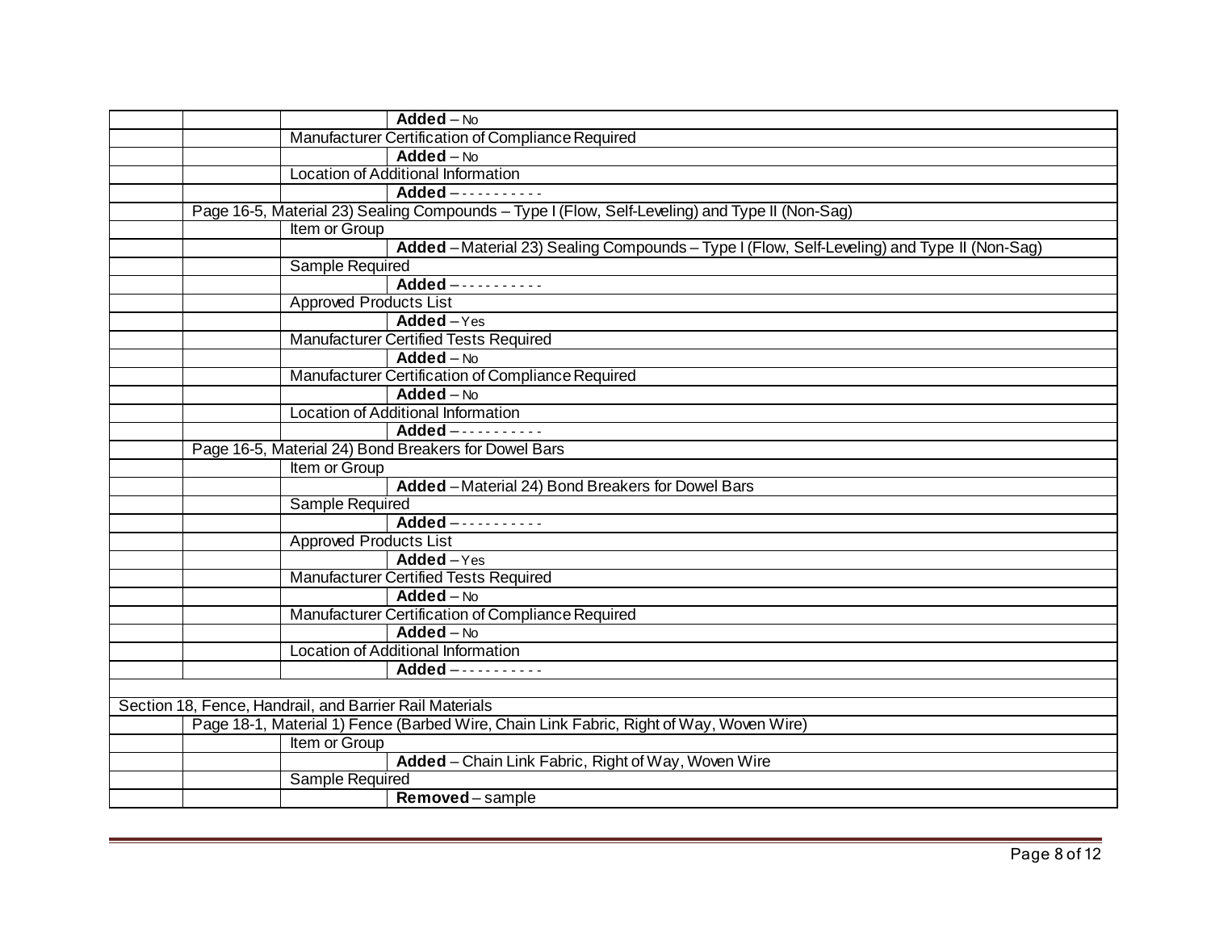| | | | |
|---|---|---|---|
| | | | **Added** – No |
| | | Manufacturer Certification of Compliance Required | |
| | | | **Added** – No |
| | | Location of Additional Information | |
| | | | **Added** – - - - - - - - - - - - |
| | Page 16-5, Material 23) Sealing Compounds – Type I (Flow, Self-Leveling) and Type II (Non-Sag) | | |
| | | Item or Group | |
| | | | **Added** – Material 23) Sealing Compounds – Type I (Flow, Self-Leveling) and Type II (Non-Sag) |
| | | Sample Required | |
| | | | **Added** – - - - - - - - - - - - |
| | | Approved Products List | |
| | | | **Added** – Yes |
| | | Manufacturer Certified Tests Required | |
| | | | **Added** – No |
| | | Manufacturer Certification of Compliance Required | |
| | | | **Added** – No |
| | | Location of Additional Information | |
| | | | **Added** – - - - - - - - - - - - |
| | Page 16-5, Material 24) Bond Breakers for Dowel Bars | | |
| | | Item or Group | |
| | | | **Added** – Material 24) Bond Breakers for Dowel Bars |
| | | Sample Required | |
| | | | **Added** – - - - - - - - - - - - |
| | | Approved Products List | |
| | | | **Added** – Yes |
| | | Manufacturer Certified Tests Required | |
| | | | **Added** – No |
| | | Manufacturer Certification of Compliance Required | |
| | | | **Added** – No |
| | | Location of Additional Information | |
| | | | **Added** – - - - - - - - - - - - |
| | | | |
| Section 18, Fence, Handrail, and Barrier Rail Materials | | | |
| | Page 18-1, Material 1) Fence (Barbed Wire, Chain Link Fabric, Right of Way, Woven Wire) | | |
| | | Item or Group | |
| | | | **Added** – Chain Link Fabric, Right of Way, Woven Wire |
| | | Sample Required | |
| | | | **Removed** – sample |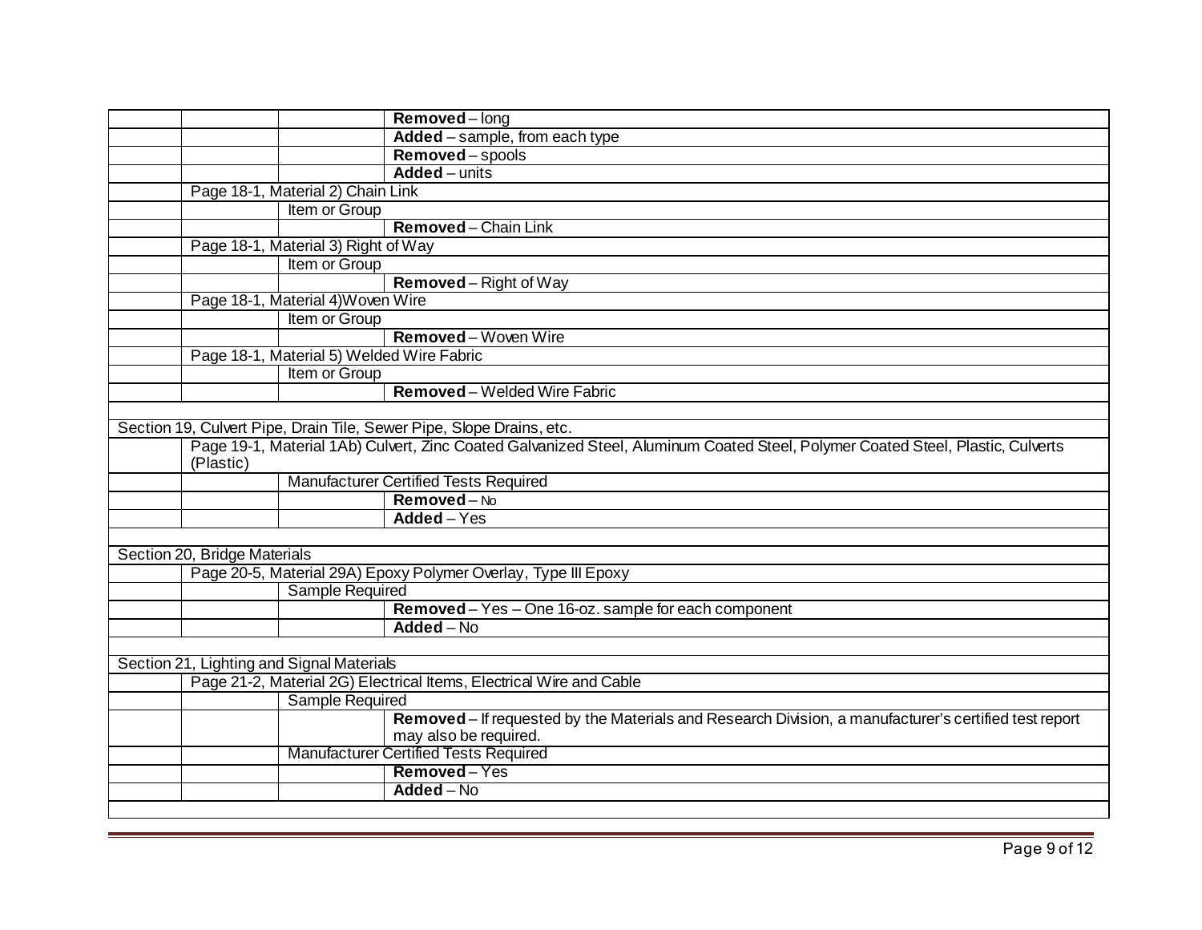| | | | |
|---|---|---|---|
| | | | **Removed** – long |
| | | | **Added** – sample, from each type |
| | | | **Removed** – spools |
| | | | **Added** – units |
| | Page 18-1, Material 2) Chain Link | | |
| | | Item or Group | |
| | | | **Removed** – Chain Link |
| | Page 18-1, Material 3) Right of Way | | |
| | | Item or Group | |
| | | | **Removed** – Right of Way |
| | Page 18-1, Material 4)Woven Wire | | |
| | | Item or Group | |
| | | | **Removed** – Woven Wire |
| | Page 18-1, Material 5) Welded Wire Fabric | | |
| | | Item or Group | |
| | | | **Removed** – Welded Wire Fabric |
| | | | |
| Section 19, Culvert Pipe, Drain Tile, Sewer Pipe, Slope Drains, etc. | | | |
| | Page 19-1, Material 1Ab) Culvert, Zinc Coated Galvanized Steel, Aluminum Coated Steel, Polymer Coated Steel, Plastic, Culverts (Plastic) | | |
| | | Manufacturer Certified Tests Required | |
| | | | **Removed** – No |
| | | | **Added** – Yes |
| | | | |
| Section 20, Bridge Materials | | | |
| | Page 20-5, Material 29A) Epoxy Polymer Overlay, Type III Epoxy | | |
| | | Sample Required | |
| | | | **Removed** – Yes – One 16-oz. sample for each component |
| | | | **Added** – No |
| | | | |
| Section 21, Lighting and Signal Materials | | | |
| | Page 21-2, Material 2G) Electrical Items, Electrical Wire and Cable | | |
| | | Sample Required | |
| | | | **Removed** – If requested by the Materials and Research Division, a manufacturer's certified test report may also be required. |
| | | Manufacturer Certified Tests Required | |
| | | | **Removed** – Yes |
| | | | **Added** – No |
| | | | |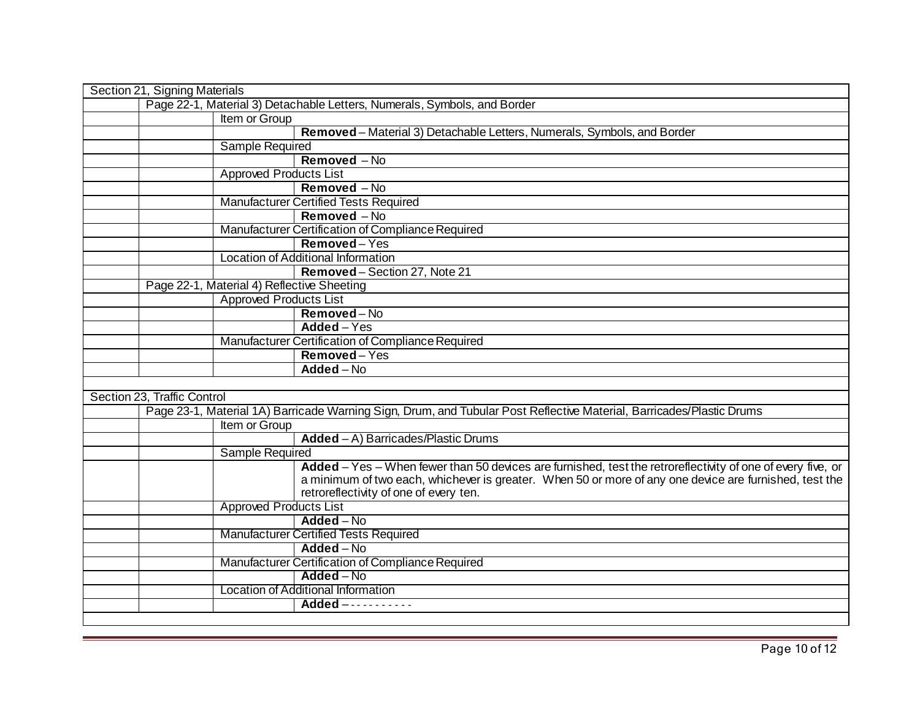| | | | |
|---|---|---|---|
| Section 21, Signing Materials | | | |
| | Page 22-1, Material 3) Detachable Letters, Numerals, Symbols, and Border | | |
| | | Item or Group | |
| | | | **Removed** – Material 3) Detachable Letters, Numerals, Symbols, and Border |
| | | Sample Required | |
| | | | **Removed** – No |
| | | Approved Products List | |
| | | | **Removed** – No |
| | | Manufacturer Certified Tests Required | |
| | | | **Removed** – No |
| | | Manufacturer Certification of Compliance Required | |
| | | | **Removed** – Yes |
| | | Location of Additional Information | |
| | | | **Removed** – Section 27, Note 21 |
| | Page 22-1, Material 4) Reflective Sheeting | | |
| | | Approved Products List | |
| | | | **Removed** – No |
| | | | **Added** – Yes |
| | | Manufacturer Certification of Compliance Required | |
| | | | **Removed** – Yes |
| | | | **Added** – No |
| | | | |
| Section 23, Traffic Control | | | |
| | Page 23-1, Material 1A) Barricade Warning Sign, Drum, and Tubular Post Reflective Material, Barricades/Plastic Drums | | |
| | | Item or Group | |
| | | | **Added** – A) Barricades/Plastic Drums |
| | | Sample Required | |
| | | | **Added** – Yes – When fewer than 50 devices are furnished, test the retroreflectivity of one of every five, or a minimum of two each, whichever is greater. When 50 or more of any one device are furnished, test the retroreflectivity of one of every ten. |
| | | Approved Products List | |
| | | | **Added** – No |
| | | Manufacturer Certified Tests Required | |
| | | | **Added** – No |
| | | Manufacturer Certification of Compliance Required | |
| | | | **Added** – No |
| | | Location of Additional Information | |
| | | | **Added** – - - - - - - - - - - - |
| | | | |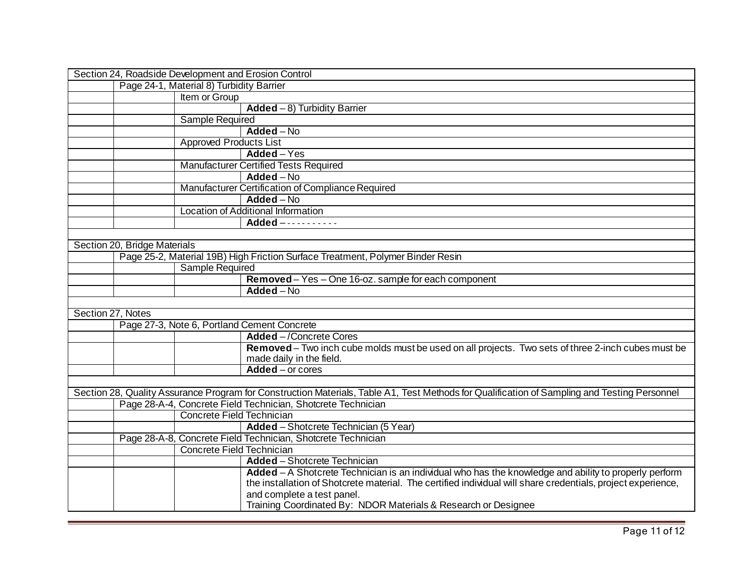| | | | |
|---|---|---|---|
| Section 24, Roadside Development and Erosion Control | | | |
| | Page 24-1, Material 8) Turbidity Barrier | | |
| | | Item or Group | |
| | | | **Added** – 8) Turbidity Barrier |
| | | Sample Required | |
| | | | **Added** – No |
| | | Approved Products List | |
| | | | **Added** – Yes |
| | | Manufacturer Certified Tests Required | |
| | | | **Added** – No |
| | | Manufacturer Certification of Compliance Required | |
| | | | **Added** – No |
| | | Location of Additional Information | |
| | | | **Added** – - - - - - - - - - - |
| | | | |
| Section 20, Bridge Materials | | | |
| | Page 25-2, Material 19B) High Friction Surface Treatment, Polymer Binder Resin | | |
| | | Sample Required | |
| | | | **Removed** – Yes – One 16-oz. sample for each component |
| | | | **Added** – No |
| | | | |
| Section 27, Notes | | | |
| | Page 27-3, Note 6, Portland Cement Concrete | | |
| | | | **Added** – /Concrete Cores |
| | | | **Removed** – Two inch cube molds must be used on all projects. Two sets of three 2-inch cubes must be made daily in the field. |
| | | | **Added** – or cores |
| | | | |
| Section 28, Quality Assurance Program for Construction Materials, Table A1, Test Methods for Qualification of Sampling and Testing Personnel | | | |
| | Page 28-A-4, Concrete Field Technician, Shotcrete Technician | | |
| | | Concrete Field Technician | |
| | | | **Added** – Shotcrete Technician (5 Year) |
| | Page 28-A-8, Concrete Field Technician, Shotcrete Technician | | |
| | | Concrete Field Technician | |
| | | | **Added** – Shotcrete Technician |
| | | | **Added** – A Shotcrete Technician is an individual who has the knowledge and ability to properly perform the installation of Shotcrete material. The certified individual will share credentials, project experience, and complete a test panel.<br>Training Coordinated By: NDOR Materials & Research or Designee |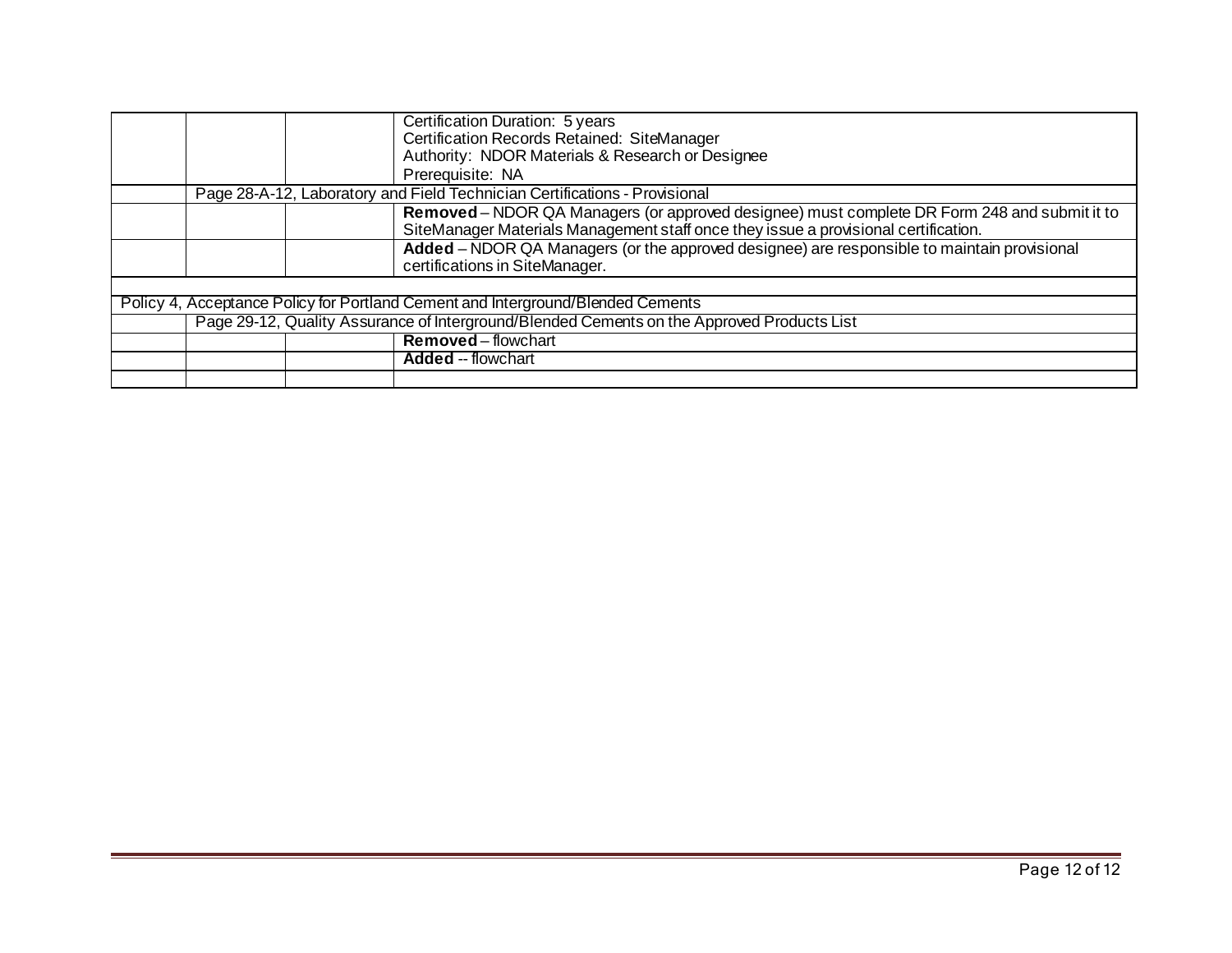| | | | |
|---|---|---|---|
| | | | Certification Duration: 5 years<br>Certification Records Retained: SiteManager<br>Authority: NDOR Materials & Research or Designee<br>Prerequisite: NA |
| | Page 28-A-12, Laboratory and Field Technician Certifications - Provisional | | |
| | | | **Removed** – NDOR QA Managers (or approved designee) must complete DR Form 248 and submit it to SiteManager Materials Management staff once they issue a provisional certification. |
| | | | **Added** – NDOR QA Managers (or the approved designee) are responsible to maintain provisional certifications in SiteManager. |
| | | | |
| Policy 4, Acceptance Policy for Portland Cement and Interground/Blended Cements | | | |
| | Page 29-12, Quality Assurance of Interground/Blended Cements on the Approved Products List | | |
| | | | **Removed** – flowchart |
| | | | **Added** -- flowchart |
| | | | |